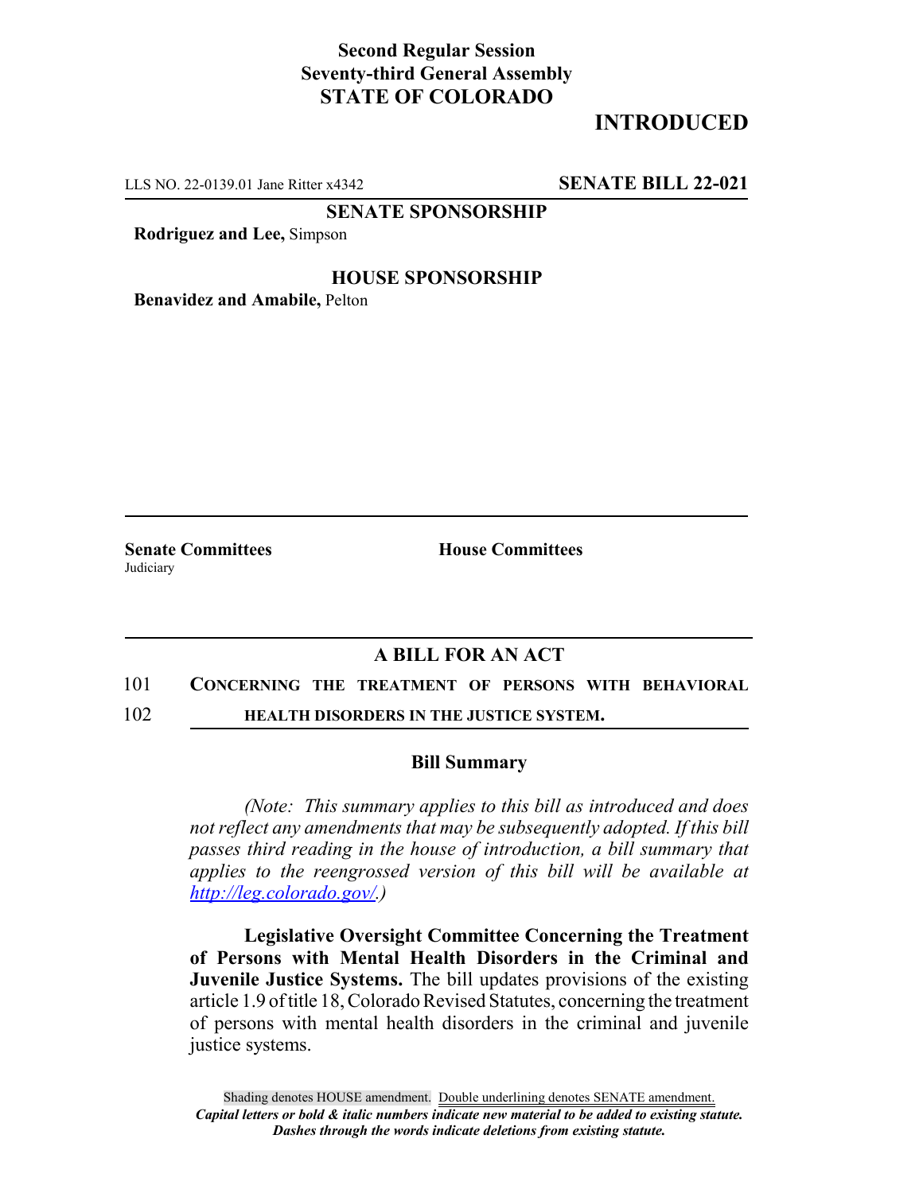**Second Regular Session**
**Seventy-third General Assembly**
**STATE OF COLORADO**

# INTRODUCED

LLS NO. 22-0139.01 Jane Ritter x4342 **SENATE BILL 22-021**

**SENATE SPONSORSHIP**

**Rodriguez and Lee,** Simpson

**HOUSE SPONSORSHIP**

**Benavidez and Amabile,** Pelton

**Senate Committees**
Judiciary

**House Committees**

## A BILL FOR AN ACT

101 **CONCERNING THE TREATMENT OF PERSONS WITH BEHAVIORAL**
102 **HEALTH DISORDERS IN THE JUSTICE SYSTEM.**

### Bill Summary

*(Note: This summary applies to this bill as introduced and does not reflect any amendments that may be subsequently adopted. If this bill passes third reading in the house of introduction, a bill summary that applies to the reengrossed version of this bill will be available at http://leg.colorado.gov/.)*

**Legislative Oversight Committee Concerning the Treatment of Persons with Mental Health Disorders in the Criminal and Juvenile Justice Systems.** The bill updates provisions of the existing article 1.9 of title 18, Colorado Revised Statutes, concerning the treatment of persons with mental health disorders in the criminal and juvenile justice systems.

Shading denotes HOUSE amendment. Double underlining denotes SENATE amendment.
*Capital letters or bold & italic numbers indicate new material to be added to existing statute.*
*Dashes through the words indicate deletions from existing statute.*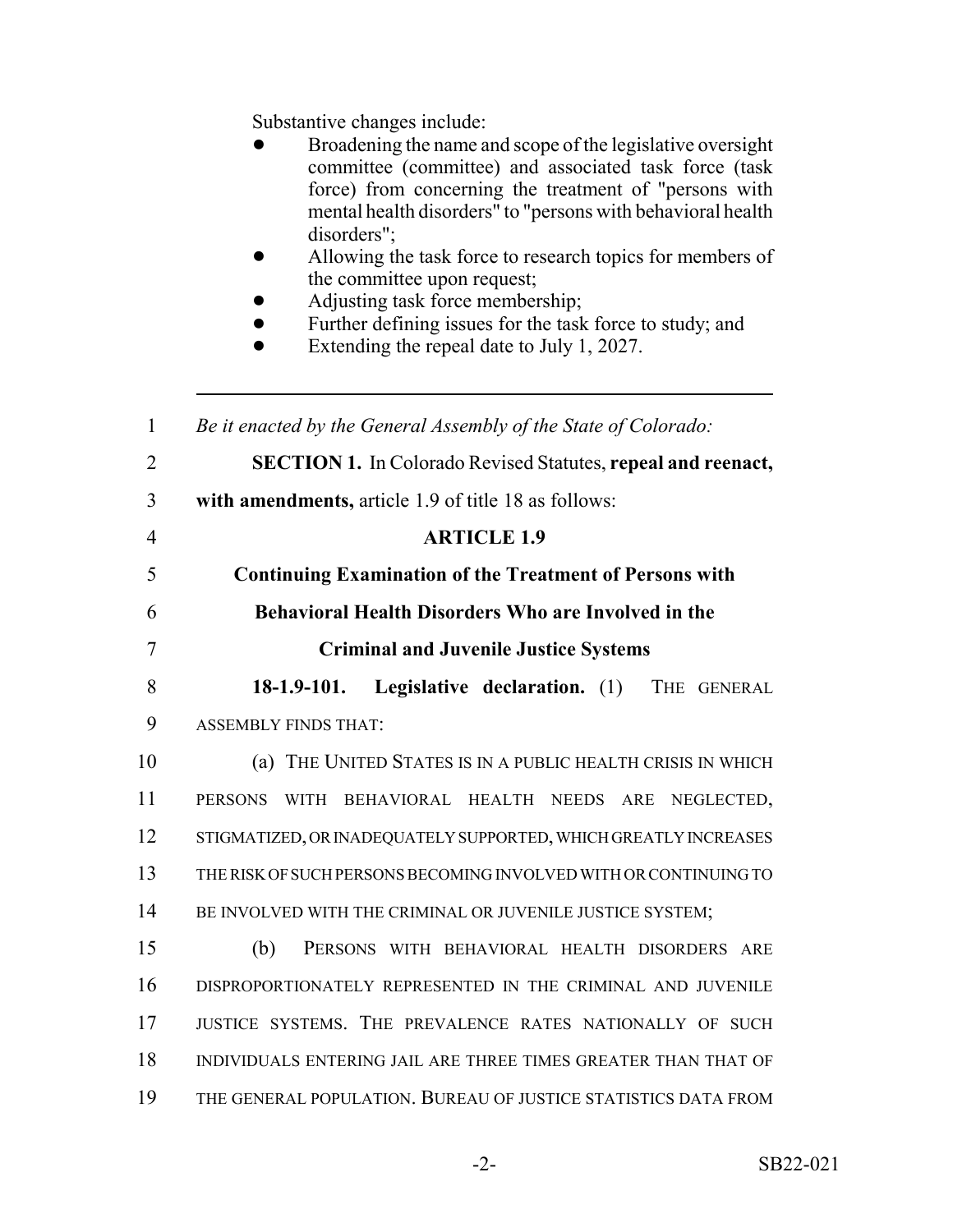Substantive changes include:

- Broadening the name and scope of the legislative oversight committee (committee) and associated task force (task force) from concerning the treatment of "persons with mental health disorders" to "persons with behavioral health disorders";
- Allowing the task force to research topics for members of the committee upon request;
- Adjusting task force membership;
- Further defining issues for the task force to study; and
- Extending the repeal date to July 1, 2027.

---

*Be it enacted by the General Assembly of the State of Colorado:*

**SECTION 1.** In Colorado Revised Statutes, **repeal and reenact, with amendments,** article 1.9 of title 18 as follows:

**ARTICLE 1.9**

**Continuing Examination of the Treatment of Persons with Behavioral Health Disorders Who are Involved in the Criminal and Juvenile Justice Systems**

**18-1.9-101. Legislative declaration.** (1) THE GENERAL ASSEMBLY FINDS THAT:

(a) THE UNITED STATES IS IN A PUBLIC HEALTH CRISIS IN WHICH PERSONS WITH BEHAVIORAL HEALTH NEEDS ARE NEGLECTED, STIGMATIZED, OR INADEQUATELY SUPPORTED, WHICH GREATLY INCREASES THE RISK OF SUCH PERSONS BECOMING INVOLVED WITH OR CONTINUING TO BE INVOLVED WITH THE CRIMINAL OR JUVENILE JUSTICE SYSTEM;

(b) PERSONS WITH BEHAVIORAL HEALTH DISORDERS ARE DISPROPORTIONATELY REPRESENTED IN THE CRIMINAL AND JUVENILE JUSTICE SYSTEMS. THE PREVALENCE RATES NATIONALLY OF SUCH INDIVIDUALS ENTERING JAIL ARE THREE TIMES GREATER THAN THAT OF THE GENERAL POPULATION. BUREAU OF JUSTICE STATISTICS DATA FROM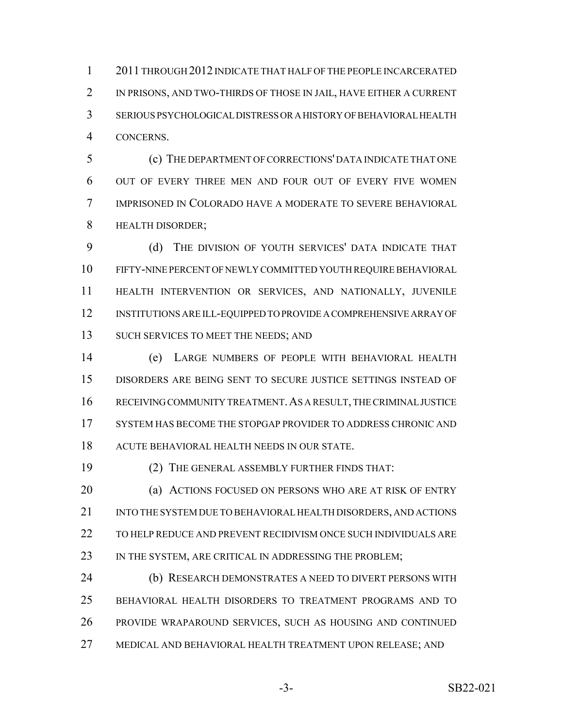2011 THROUGH 2012 INDICATE THAT HALF OF THE PEOPLE INCARCERATED IN PRISONS, AND TWO-THIRDS OF THOSE IN JAIL, HAVE EITHER A CURRENT SERIOUS PSYCHOLOGICAL DISTRESS OR A HISTORY OF BEHAVIORAL HEALTH CONCERNS.

(c) THE DEPARTMENT OF CORRECTIONS' DATA INDICATE THAT ONE OUT OF EVERY THREE MEN AND FOUR OUT OF EVERY FIVE WOMEN IMPRISONED IN COLORADO HAVE A MODERATE TO SEVERE BEHAVIORAL HEALTH DISORDER;

(d) THE DIVISION OF YOUTH SERVICES' DATA INDICATE THAT FIFTY-NINE PERCENT OF NEWLY COMMITTED YOUTH REQUIRE BEHAVIORAL HEALTH INTERVENTION OR SERVICES, AND NATIONALLY, JUVENILE INSTITUTIONS ARE ILL-EQUIPPED TO PROVIDE A COMPREHENSIVE ARRAY OF SUCH SERVICES TO MEET THE NEEDS; AND

(e) LARGE NUMBERS OF PEOPLE WITH BEHAVIORAL HEALTH DISORDERS ARE BEING SENT TO SECURE JUSTICE SETTINGS INSTEAD OF RECEIVING COMMUNITY TREATMENT. AS A RESULT, THE CRIMINAL JUSTICE SYSTEM HAS BECOME THE STOPGAP PROVIDER TO ADDRESS CHRONIC AND ACUTE BEHAVIORAL HEALTH NEEDS IN OUR STATE.

(2) THE GENERAL ASSEMBLY FURTHER FINDS THAT:

(a) ACTIONS FOCUSED ON PERSONS WHO ARE AT RISK OF ENTRY INTO THE SYSTEM DUE TO BEHAVIORAL HEALTH DISORDERS, AND ACTIONS TO HELP REDUCE AND PREVENT RECIDIVISM ONCE SUCH INDIVIDUALS ARE IN THE SYSTEM, ARE CRITICAL IN ADDRESSING THE PROBLEM;

(b) RESEARCH DEMONSTRATES A NEED TO DIVERT PERSONS WITH BEHAVIORAL HEALTH DISORDERS TO TREATMENT PROGRAMS AND TO PROVIDE WRAPAROUND SERVICES, SUCH AS HOUSING AND CONTINUED MEDICAL AND BEHAVIORAL HEALTH TREATMENT UPON RELEASE; AND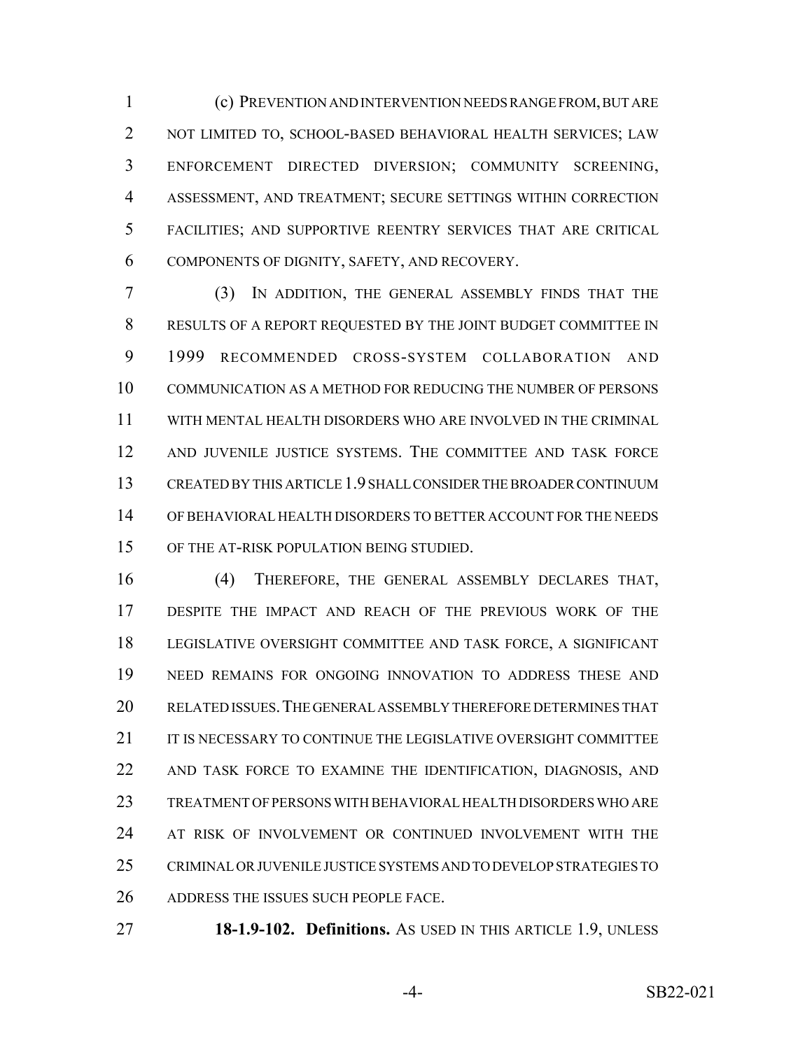(c) PREVENTION AND INTERVENTION NEEDS RANGE FROM, BUT ARE NOT LIMITED TO, SCHOOL-BASED BEHAVIORAL HEALTH SERVICES; LAW ENFORCEMENT DIRECTED DIVERSION; COMMUNITY SCREENING, ASSESSMENT, AND TREATMENT; SECURE SETTINGS WITHIN CORRECTION FACILITIES; AND SUPPORTIVE REENTRY SERVICES THAT ARE CRITICAL COMPONENTS OF DIGNITY, SAFETY, AND RECOVERY.

(3) IN ADDITION, THE GENERAL ASSEMBLY FINDS THAT THE RESULTS OF A REPORT REQUESTED BY THE JOINT BUDGET COMMITTEE IN 1999 RECOMMENDED CROSS-SYSTEM COLLABORATION AND COMMUNICATION AS A METHOD FOR REDUCING THE NUMBER OF PERSONS WITH MENTAL HEALTH DISORDERS WHO ARE INVOLVED IN THE CRIMINAL AND JUVENILE JUSTICE SYSTEMS. THE COMMITTEE AND TASK FORCE CREATED BY THIS ARTICLE 1.9 SHALL CONSIDER THE BROADER CONTINUUM OF BEHAVIORAL HEALTH DISORDERS TO BETTER ACCOUNT FOR THE NEEDS OF THE AT-RISK POPULATION BEING STUDIED.

(4) THEREFORE, THE GENERAL ASSEMBLY DECLARES THAT, DESPITE THE IMPACT AND REACH OF THE PREVIOUS WORK OF THE LEGISLATIVE OVERSIGHT COMMITTEE AND TASK FORCE, A SIGNIFICANT NEED REMAINS FOR ONGOING INNOVATION TO ADDRESS THESE AND RELATED ISSUES. THE GENERAL ASSEMBLY THEREFORE DETERMINES THAT IT IS NECESSARY TO CONTINUE THE LEGISLATIVE OVERSIGHT COMMITTEE AND TASK FORCE TO EXAMINE THE IDENTIFICATION, DIAGNOSIS, AND TREATMENT OF PERSONS WITH BEHAVIORAL HEALTH DISORDERS WHO ARE AT RISK OF INVOLVEMENT OR CONTINUED INVOLVEMENT WITH THE CRIMINAL OR JUVENILE JUSTICE SYSTEMS AND TO DEVELOP STRATEGIES TO ADDRESS THE ISSUES SUCH PEOPLE FACE.

**18-1.9-102. Definitions.** AS USED IN THIS ARTICLE 1.9, UNLESS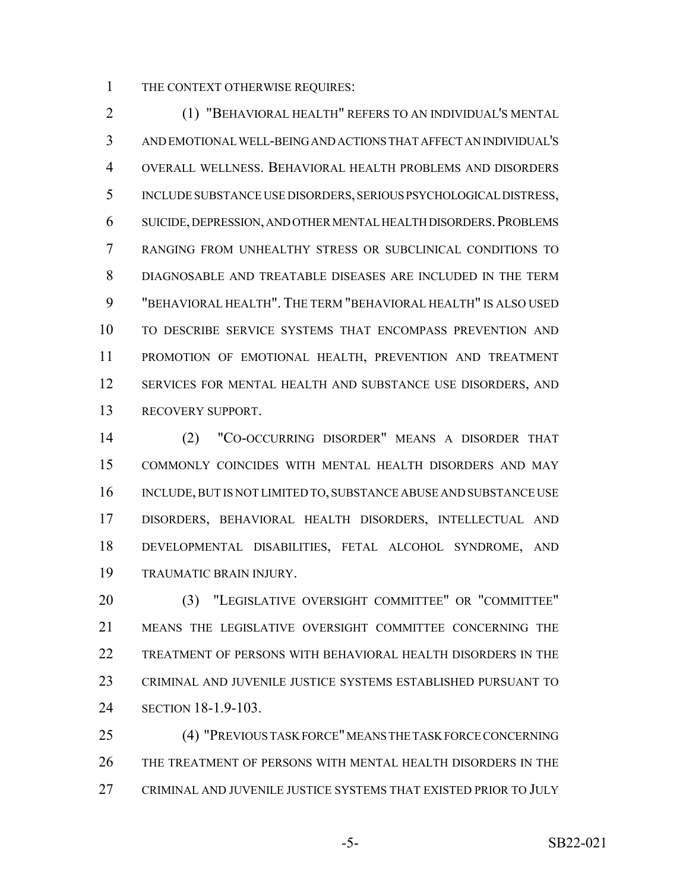THE CONTEXT OTHERWISE REQUIRES:

(1) "BEHAVIORAL HEALTH" REFERS TO AN INDIVIDUAL'S MENTAL AND EMOTIONAL WELL-BEING AND ACTIONS THAT AFFECT AN INDIVIDUAL'S OVERALL WELLNESS. BEHAVIORAL HEALTH PROBLEMS AND DISORDERS INCLUDE SUBSTANCE USE DISORDERS, SERIOUS PSYCHOLOGICAL DISTRESS, SUICIDE, DEPRESSION, AND OTHER MENTAL HEALTH DISORDERS. PROBLEMS RANGING FROM UNHEALTHY STRESS OR SUBCLINICAL CONDITIONS TO DIAGNOSABLE AND TREATABLE DISEASES ARE INCLUDED IN THE TERM "BEHAVIORAL HEALTH". THE TERM "BEHAVIORAL HEALTH" IS ALSO USED TO DESCRIBE SERVICE SYSTEMS THAT ENCOMPASS PREVENTION AND PROMOTION OF EMOTIONAL HEALTH, PREVENTION AND TREATMENT SERVICES FOR MENTAL HEALTH AND SUBSTANCE USE DISORDERS, AND RECOVERY SUPPORT.

(2) "CO-OCCURRING DISORDER" MEANS A DISORDER THAT COMMONLY COINCIDES WITH MENTAL HEALTH DISORDERS AND MAY INCLUDE, BUT IS NOT LIMITED TO, SUBSTANCE ABUSE AND SUBSTANCE USE DISORDERS, BEHAVIORAL HEALTH DISORDERS, INTELLECTUAL AND DEVELOPMENTAL DISABILITIES, FETAL ALCOHOL SYNDROME, AND TRAUMATIC BRAIN INJURY.

(3) "LEGISLATIVE OVERSIGHT COMMITTEE" OR "COMMITTEE" MEANS THE LEGISLATIVE OVERSIGHT COMMITTEE CONCERNING THE TREATMENT OF PERSONS WITH BEHAVIORAL HEALTH DISORDERS IN THE CRIMINAL AND JUVENILE JUSTICE SYSTEMS ESTABLISHED PURSUANT TO SECTION 18-1.9-103.

(4) "PREVIOUS TASK FORCE" MEANS THE TASK FORCE CONCERNING THE TREATMENT OF PERSONS WITH MENTAL HEALTH DISORDERS IN THE CRIMINAL AND JUVENILE JUSTICE SYSTEMS THAT EXISTED PRIOR TO JULY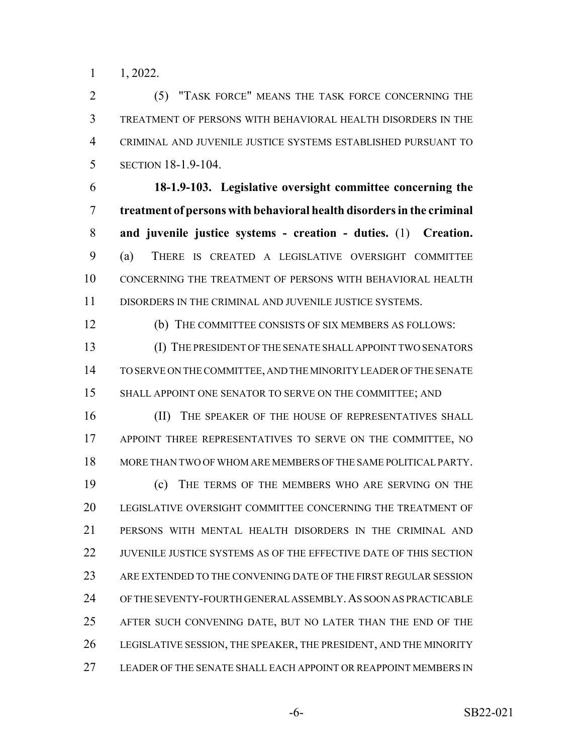1, 2022.

(5) "TASK FORCE" MEANS THE TASK FORCE CONCERNING THE TREATMENT OF PERSONS WITH BEHAVIORAL HEALTH DISORDERS IN THE CRIMINAL AND JUVENILE JUSTICE SYSTEMS ESTABLISHED PURSUANT TO SECTION 18-1.9-104.

**18-1.9-103. Legislative oversight committee concerning the treatment of persons with behavioral health disorders in the criminal and juvenile justice systems - creation - duties.** (1) **Creation.** (a) THERE IS CREATED A LEGISLATIVE OVERSIGHT COMMITTEE CONCERNING THE TREATMENT OF PERSONS WITH BEHAVIORAL HEALTH DISORDERS IN THE CRIMINAL AND JUVENILE JUSTICE SYSTEMS.

(b) THE COMMITTEE CONSISTS OF SIX MEMBERS AS FOLLOWS:

(I) THE PRESIDENT OF THE SENATE SHALL APPOINT TWO SENATORS TO SERVE ON THE COMMITTEE, AND THE MINORITY LEADER OF THE SENATE SHALL APPOINT ONE SENATOR TO SERVE ON THE COMMITTEE; AND

(II) THE SPEAKER OF THE HOUSE OF REPRESENTATIVES SHALL APPOINT THREE REPRESENTATIVES TO SERVE ON THE COMMITTEE, NO MORE THAN TWO OF WHOM ARE MEMBERS OF THE SAME POLITICAL PARTY.

(c) THE TERMS OF THE MEMBERS WHO ARE SERVING ON THE LEGISLATIVE OVERSIGHT COMMITTEE CONCERNING THE TREATMENT OF PERSONS WITH MENTAL HEALTH DISORDERS IN THE CRIMINAL AND JUVENILE JUSTICE SYSTEMS AS OF THE EFFECTIVE DATE OF THIS SECTION ARE EXTENDED TO THE CONVENING DATE OF THE FIRST REGULAR SESSION OF THE SEVENTY-FOURTH GENERAL ASSEMBLY. AS SOON AS PRACTICABLE AFTER SUCH CONVENING DATE, BUT NO LATER THAN THE END OF THE LEGISLATIVE SESSION, THE SPEAKER, THE PRESIDENT, AND THE MINORITY LEADER OF THE SENATE SHALL EACH APPOINT OR REAPPOINT MEMBERS IN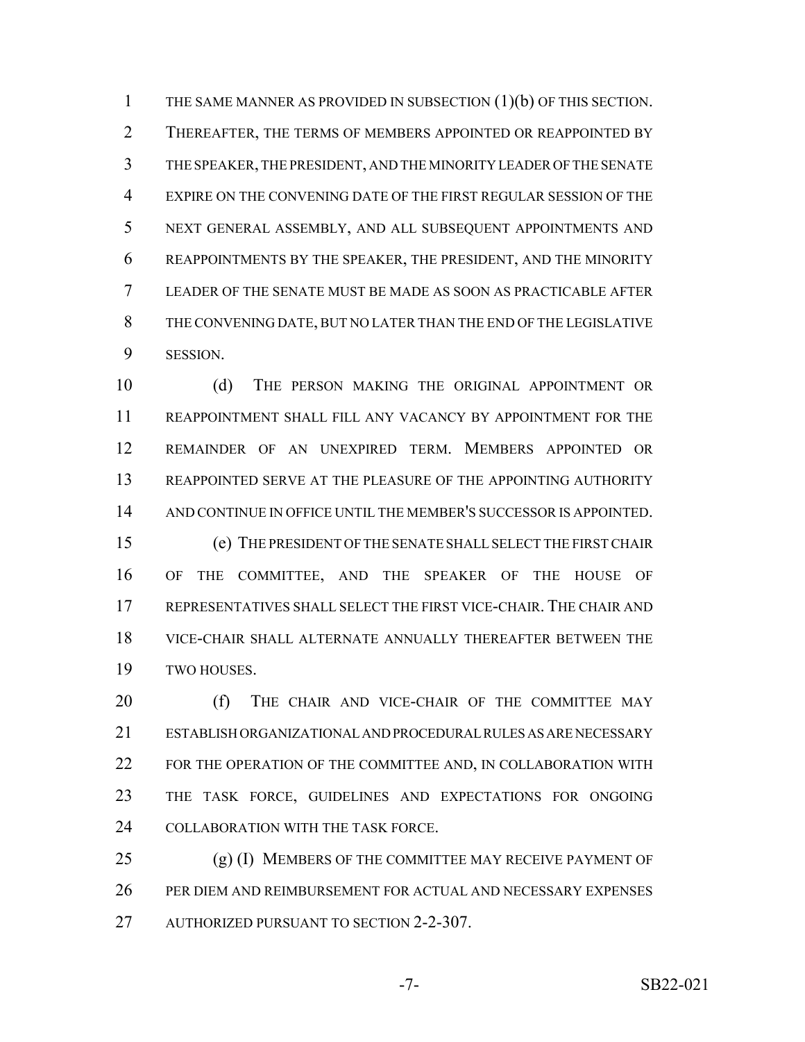THE SAME MANNER AS PROVIDED IN SUBSECTION (1)(b) OF THIS SECTION. THEREAFTER, THE TERMS OF MEMBERS APPOINTED OR REAPPOINTED BY THE SPEAKER, THE PRESIDENT, AND THE MINORITY LEADER OF THE SENATE EXPIRE ON THE CONVENING DATE OF THE FIRST REGULAR SESSION OF THE NEXT GENERAL ASSEMBLY, AND ALL SUBSEQUENT APPOINTMENTS AND REAPPOINTMENTS BY THE SPEAKER, THE PRESIDENT, AND THE MINORITY LEADER OF THE SENATE MUST BE MADE AS SOON AS PRACTICABLE AFTER THE CONVENING DATE, BUT NO LATER THAN THE END OF THE LEGISLATIVE SESSION.

(d) THE PERSON MAKING THE ORIGINAL APPOINTMENT OR REAPPOINTMENT SHALL FILL ANY VACANCY BY APPOINTMENT FOR THE REMAINDER OF AN UNEXPIRED TERM. MEMBERS APPOINTED OR REAPPOINTED SERVE AT THE PLEASURE OF THE APPOINTING AUTHORITY AND CONTINUE IN OFFICE UNTIL THE MEMBER'S SUCCESSOR IS APPOINTED.

(e) THE PRESIDENT OF THE SENATE SHALL SELECT THE FIRST CHAIR OF THE COMMITTEE, AND THE SPEAKER OF THE HOUSE OF REPRESENTATIVES SHALL SELECT THE FIRST VICE-CHAIR. THE CHAIR AND VICE-CHAIR SHALL ALTERNATE ANNUALLY THEREAFTER BETWEEN THE TWO HOUSES.

(f) THE CHAIR AND VICE-CHAIR OF THE COMMITTEE MAY ESTABLISH ORGANIZATIONAL AND PROCEDURAL RULES AS ARE NECESSARY FOR THE OPERATION OF THE COMMITTEE AND, IN COLLABORATION WITH THE TASK FORCE, GUIDELINES AND EXPECTATIONS FOR ONGOING COLLABORATION WITH THE TASK FORCE.

(g) (I) MEMBERS OF THE COMMITTEE MAY RECEIVE PAYMENT OF PER DIEM AND REIMBURSEMENT FOR ACTUAL AND NECESSARY EXPENSES AUTHORIZED PURSUANT TO SECTION 2-2-307.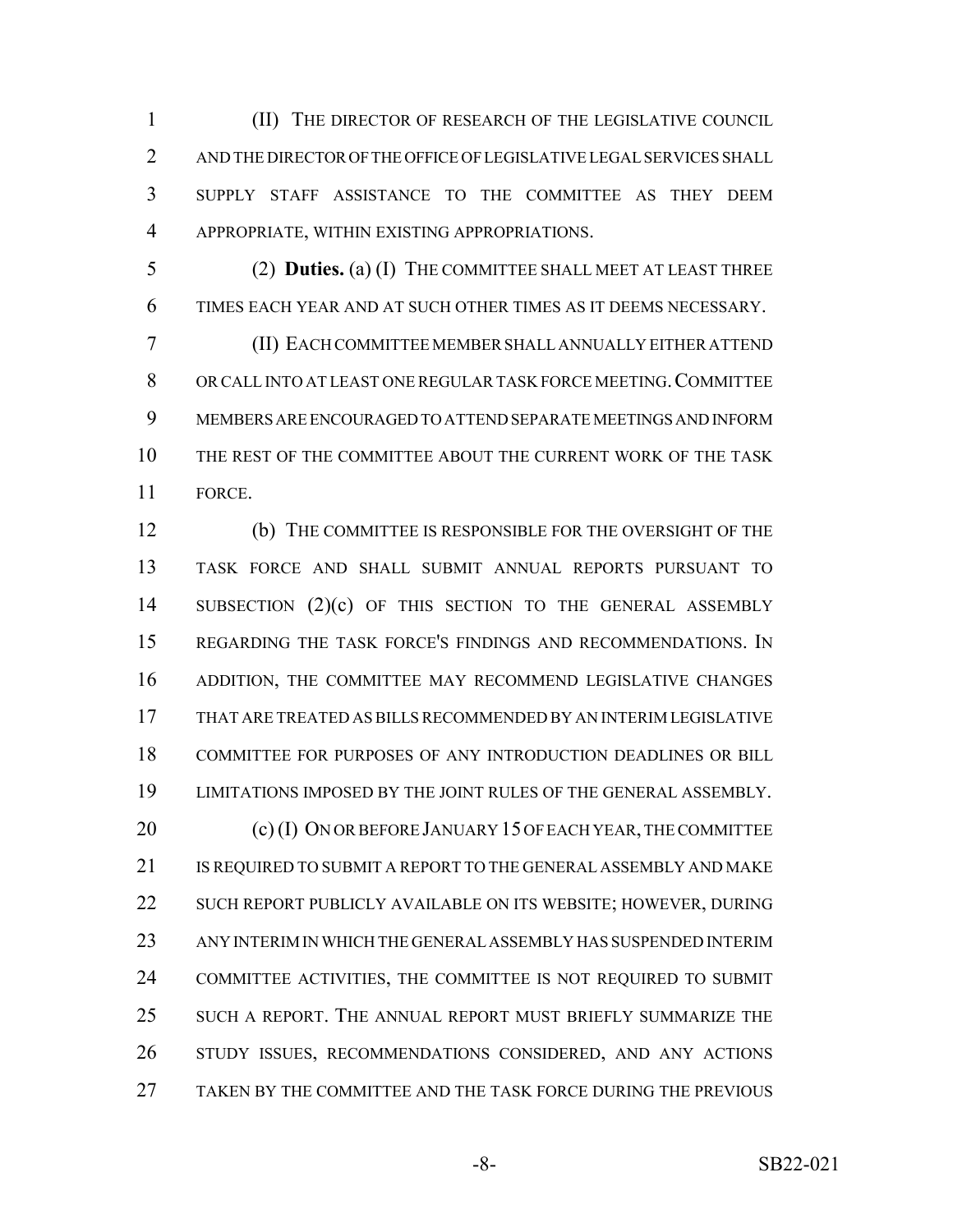(II) THE DIRECTOR OF RESEARCH OF THE LEGISLATIVE COUNCIL AND THE DIRECTOR OF THE OFFICE OF LEGISLATIVE LEGAL SERVICES SHALL SUPPLY STAFF ASSISTANCE TO THE COMMITTEE AS THEY DEEM APPROPRIATE, WITHIN EXISTING APPROPRIATIONS.

(2) **Duties.** (a) (I) THE COMMITTEE SHALL MEET AT LEAST THREE TIMES EACH YEAR AND AT SUCH OTHER TIMES AS IT DEEMS NECESSARY.

(II) EACH COMMITTEE MEMBER SHALL ANNUALLY EITHER ATTEND OR CALL INTO AT LEAST ONE REGULAR TASK FORCE MEETING. COMMITTEE MEMBERS ARE ENCOURAGED TO ATTEND SEPARATE MEETINGS AND INFORM THE REST OF THE COMMITTEE ABOUT THE CURRENT WORK OF THE TASK FORCE.

(b) THE COMMITTEE IS RESPONSIBLE FOR THE OVERSIGHT OF THE TASK FORCE AND SHALL SUBMIT ANNUAL REPORTS PURSUANT TO SUBSECTION (2)(c) OF THIS SECTION TO THE GENERAL ASSEMBLY REGARDING THE TASK FORCE'S FINDINGS AND RECOMMENDATIONS. IN ADDITION, THE COMMITTEE MAY RECOMMEND LEGISLATIVE CHANGES THAT ARE TREATED AS BILLS RECOMMENDED BY AN INTERIM LEGISLATIVE COMMITTEE FOR PURPOSES OF ANY INTRODUCTION DEADLINES OR BILL LIMITATIONS IMPOSED BY THE JOINT RULES OF THE GENERAL ASSEMBLY.

(c) (I) ON OR BEFORE JANUARY 15 OF EACH YEAR, THE COMMITTEE IS REQUIRED TO SUBMIT A REPORT TO THE GENERAL ASSEMBLY AND MAKE SUCH REPORT PUBLICLY AVAILABLE ON ITS WEBSITE; HOWEVER, DURING ANY INTERIM IN WHICH THE GENERAL ASSEMBLY HAS SUSPENDED INTERIM COMMITTEE ACTIVITIES, THE COMMITTEE IS NOT REQUIRED TO SUBMIT SUCH A REPORT. THE ANNUAL REPORT MUST BRIEFLY SUMMARIZE THE STUDY ISSUES, RECOMMENDATIONS CONSIDERED, AND ANY ACTIONS TAKEN BY THE COMMITTEE AND THE TASK FORCE DURING THE PREVIOUS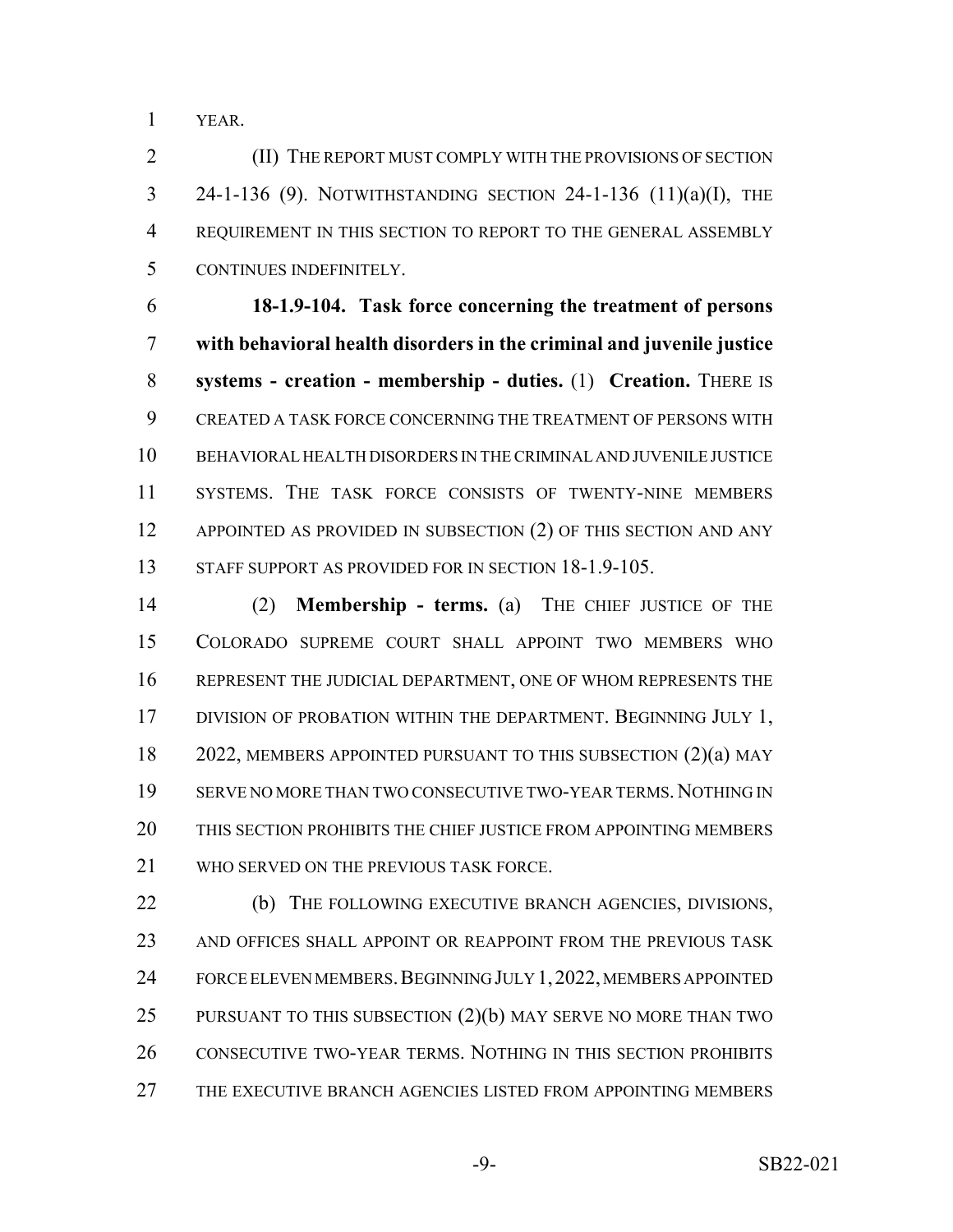YEAR.

(II) THE REPORT MUST COMPLY WITH THE PROVISIONS OF SECTION 24-1-136 (9). NOTWITHSTANDING SECTION 24-1-136 (11)(a)(I), THE REQUIREMENT IN THIS SECTION TO REPORT TO THE GENERAL ASSEMBLY CONTINUES INDEFINITELY.

**18-1.9-104. Task force concerning the treatment of persons with behavioral health disorders in the criminal and juvenile justice systems - creation - membership - duties.** (1) **Creation.** THERE IS CREATED A TASK FORCE CONCERNING THE TREATMENT OF PERSONS WITH BEHAVIORAL HEALTH DISORDERS IN THE CRIMINAL AND JUVENILE JUSTICE SYSTEMS. THE TASK FORCE CONSISTS OF TWENTY-NINE MEMBERS APPOINTED AS PROVIDED IN SUBSECTION (2) OF THIS SECTION AND ANY STAFF SUPPORT AS PROVIDED FOR IN SECTION 18-1.9-105.

(2) **Membership - terms.** (a) THE CHIEF JUSTICE OF THE COLORADO SUPREME COURT SHALL APPOINT TWO MEMBERS WHO REPRESENT THE JUDICIAL DEPARTMENT, ONE OF WHOM REPRESENTS THE DIVISION OF PROBATION WITHIN THE DEPARTMENT. BEGINNING JULY 1, 2022, MEMBERS APPOINTED PURSUANT TO THIS SUBSECTION (2)(a) MAY SERVE NO MORE THAN TWO CONSECUTIVE TWO-YEAR TERMS. NOTHING IN THIS SECTION PROHIBITS THE CHIEF JUSTICE FROM APPOINTING MEMBERS WHO SERVED ON THE PREVIOUS TASK FORCE.

(b) THE FOLLOWING EXECUTIVE BRANCH AGENCIES, DIVISIONS, AND OFFICES SHALL APPOINT OR REAPPOINT FROM THE PREVIOUS TASK FORCE ELEVEN MEMBERS. BEGINNING JULY 1, 2022, MEMBERS APPOINTED PURSUANT TO THIS SUBSECTION (2)(b) MAY SERVE NO MORE THAN TWO CONSECUTIVE TWO-YEAR TERMS. NOTHING IN THIS SECTION PROHIBITS THE EXECUTIVE BRANCH AGENCIES LISTED FROM APPOINTING MEMBERS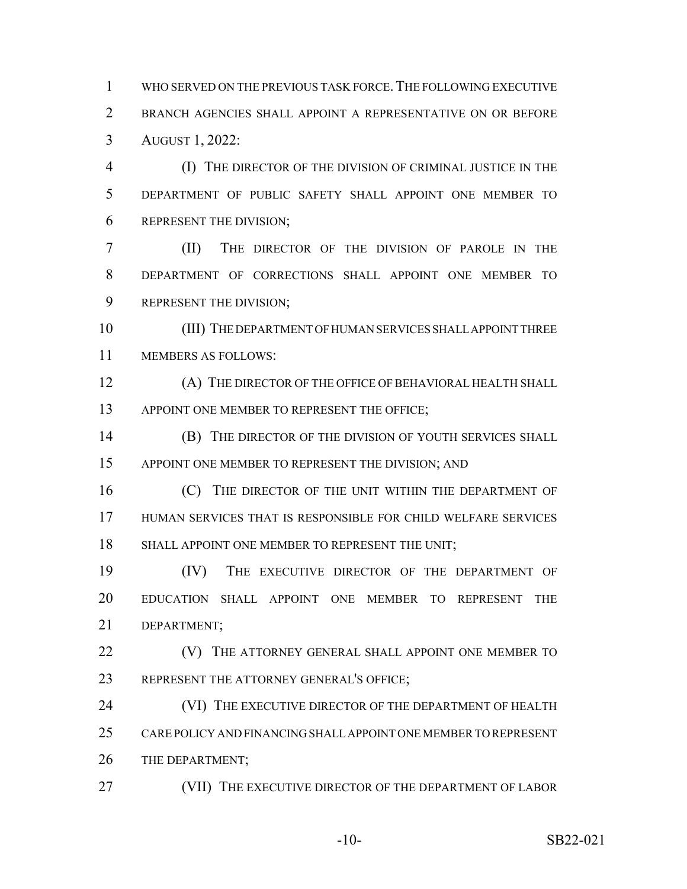WHO SERVED ON THE PREVIOUS TASK FORCE. THE FOLLOWING EXECUTIVE BRANCH AGENCIES SHALL APPOINT A REPRESENTATIVE ON OR BEFORE AUGUST 1, 2022:

(I) THE DIRECTOR OF THE DIVISION OF CRIMINAL JUSTICE IN THE DEPARTMENT OF PUBLIC SAFETY SHALL APPOINT ONE MEMBER TO REPRESENT THE DIVISION;

(II) THE DIRECTOR OF THE DIVISION OF PAROLE IN THE DEPARTMENT OF CORRECTIONS SHALL APPOINT ONE MEMBER TO REPRESENT THE DIVISION;

(III) THE DEPARTMENT OF HUMAN SERVICES SHALL APPOINT THREE MEMBERS AS FOLLOWS:

(A) THE DIRECTOR OF THE OFFICE OF BEHAVIORAL HEALTH SHALL APPOINT ONE MEMBER TO REPRESENT THE OFFICE;

(B) THE DIRECTOR OF THE DIVISION OF YOUTH SERVICES SHALL APPOINT ONE MEMBER TO REPRESENT THE DIVISION; AND

(C) THE DIRECTOR OF THE UNIT WITHIN THE DEPARTMENT OF HUMAN SERVICES THAT IS RESPONSIBLE FOR CHILD WELFARE SERVICES SHALL APPOINT ONE MEMBER TO REPRESENT THE UNIT;

(IV) THE EXECUTIVE DIRECTOR OF THE DEPARTMENT OF EDUCATION SHALL APPOINT ONE MEMBER TO REPRESENT THE DEPARTMENT;

(V) THE ATTORNEY GENERAL SHALL APPOINT ONE MEMBER TO REPRESENT THE ATTORNEY GENERAL'S OFFICE;

(VI) THE EXECUTIVE DIRECTOR OF THE DEPARTMENT OF HEALTH CARE POLICY AND FINANCING SHALL APPOINT ONE MEMBER TO REPRESENT THE DEPARTMENT;

(VII) THE EXECUTIVE DIRECTOR OF THE DEPARTMENT OF LABOR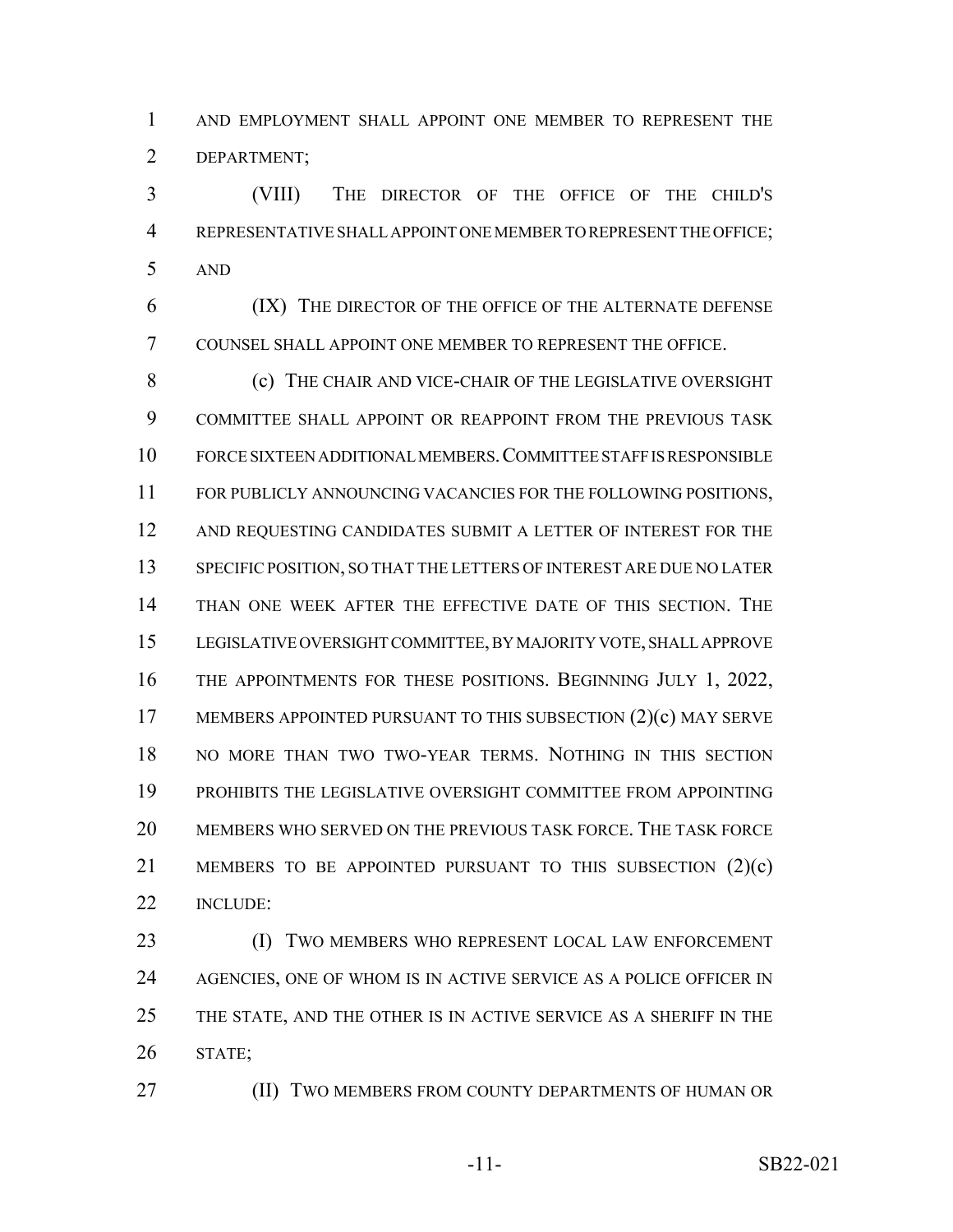AND EMPLOYMENT SHALL APPOINT ONE MEMBER TO REPRESENT THE DEPARTMENT;

(VIII) THE DIRECTOR OF THE OFFICE OF THE CHILD'S REPRESENTATIVE SHALL APPOINT ONE MEMBER TO REPRESENT THE OFFICE; AND

(IX) THE DIRECTOR OF THE OFFICE OF THE ALTERNATE DEFENSE COUNSEL SHALL APPOINT ONE MEMBER TO REPRESENT THE OFFICE.

(c) THE CHAIR AND VICE-CHAIR OF THE LEGISLATIVE OVERSIGHT COMMITTEE SHALL APPOINT OR REAPPOINT FROM THE PREVIOUS TASK FORCE SIXTEEN ADDITIONAL MEMBERS. COMMITTEE STAFF IS RESPONSIBLE FOR PUBLICLY ANNOUNCING VACANCIES FOR THE FOLLOWING POSITIONS, AND REQUESTING CANDIDATES SUBMIT A LETTER OF INTEREST FOR THE SPECIFIC POSITION, SO THAT THE LETTERS OF INTEREST ARE DUE NO LATER THAN ONE WEEK AFTER THE EFFECTIVE DATE OF THIS SECTION. THE LEGISLATIVE OVERSIGHT COMMITTEE, BY MAJORITY VOTE, SHALL APPROVE THE APPOINTMENTS FOR THESE POSITIONS. BEGINNING JULY 1, 2022, MEMBERS APPOINTED PURSUANT TO THIS SUBSECTION (2)(c) MAY SERVE NO MORE THAN TWO TWO-YEAR TERMS. NOTHING IN THIS SECTION PROHIBITS THE LEGISLATIVE OVERSIGHT COMMITTEE FROM APPOINTING MEMBERS WHO SERVED ON THE PREVIOUS TASK FORCE. THE TASK FORCE MEMBERS TO BE APPOINTED PURSUANT TO THIS SUBSECTION (2)(c) INCLUDE:

(I) TWO MEMBERS WHO REPRESENT LOCAL LAW ENFORCEMENT AGENCIES, ONE OF WHOM IS IN ACTIVE SERVICE AS A POLICE OFFICER IN THE STATE, AND THE OTHER IS IN ACTIVE SERVICE AS A SHERIFF IN THE STATE;

(II) TWO MEMBERS FROM COUNTY DEPARTMENTS OF HUMAN OR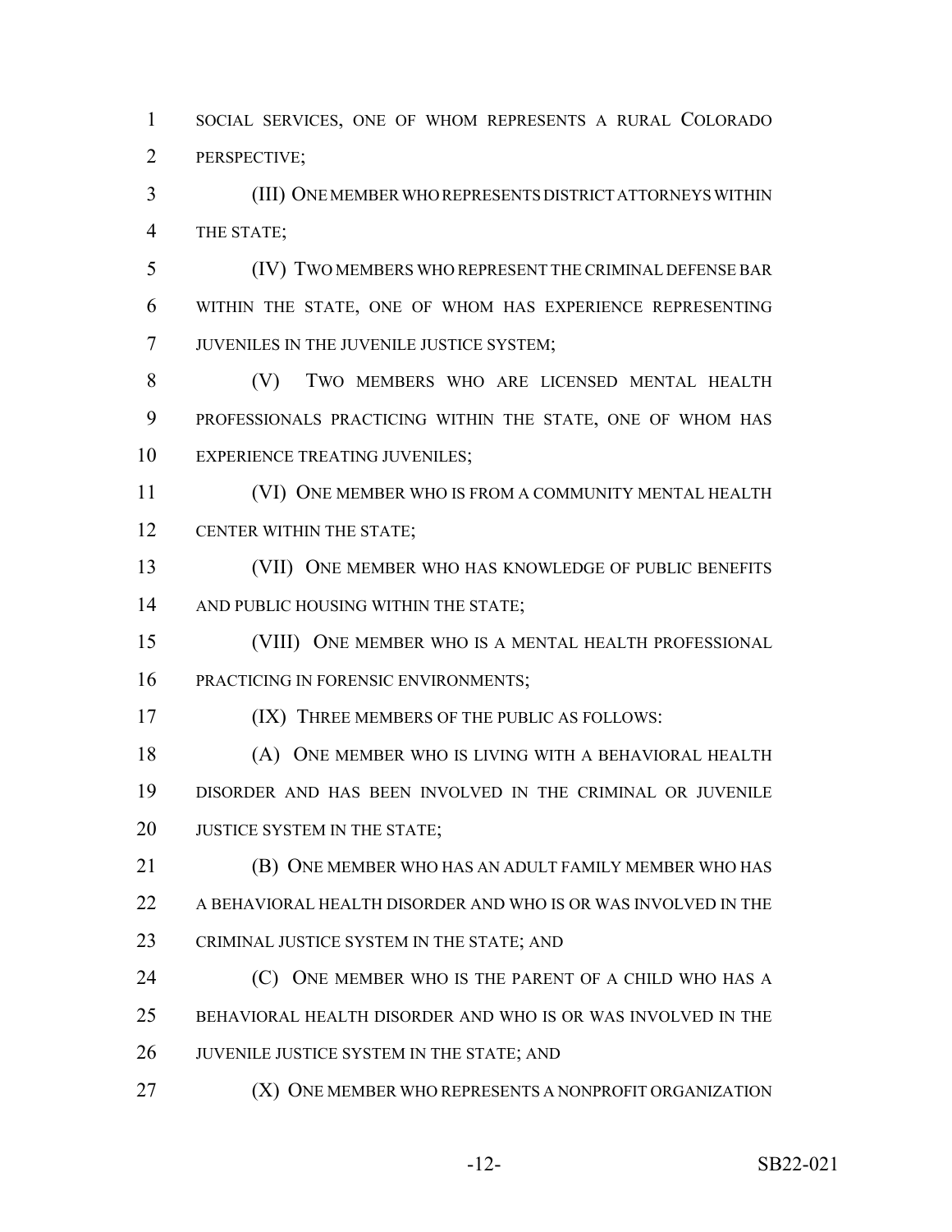SOCIAL SERVICES, ONE OF WHOM REPRESENTS A RURAL COLORADO PERSPECTIVE;

(III) ONE MEMBER WHO REPRESENTS DISTRICT ATTORNEYS WITHIN THE STATE;

(IV) TWO MEMBERS WHO REPRESENT THE CRIMINAL DEFENSE BAR WITHIN THE STATE, ONE OF WHOM HAS EXPERIENCE REPRESENTING JUVENILES IN THE JUVENILE JUSTICE SYSTEM;

(V) TWO MEMBERS WHO ARE LICENSED MENTAL HEALTH PROFESSIONALS PRACTICING WITHIN THE STATE, ONE OF WHOM HAS EXPERIENCE TREATING JUVENILES;

(VI) ONE MEMBER WHO IS FROM A COMMUNITY MENTAL HEALTH CENTER WITHIN THE STATE;

(VII) ONE MEMBER WHO HAS KNOWLEDGE OF PUBLIC BENEFITS AND PUBLIC HOUSING WITHIN THE STATE;

(VIII) ONE MEMBER WHO IS A MENTAL HEALTH PROFESSIONAL PRACTICING IN FORENSIC ENVIRONMENTS;

(IX) THREE MEMBERS OF THE PUBLIC AS FOLLOWS:

(A) ONE MEMBER WHO IS LIVING WITH A BEHAVIORAL HEALTH DISORDER AND HAS BEEN INVOLVED IN THE CRIMINAL OR JUVENILE JUSTICE SYSTEM IN THE STATE;

(B) ONE MEMBER WHO HAS AN ADULT FAMILY MEMBER WHO HAS A BEHAVIORAL HEALTH DISORDER AND WHO IS OR WAS INVOLVED IN THE CRIMINAL JUSTICE SYSTEM IN THE STATE; AND

(C) ONE MEMBER WHO IS THE PARENT OF A CHILD WHO HAS A BEHAVIORAL HEALTH DISORDER AND WHO IS OR WAS INVOLVED IN THE JUVENILE JUSTICE SYSTEM IN THE STATE; AND

(X) ONE MEMBER WHO REPRESENTS A NONPROFIT ORGANIZATION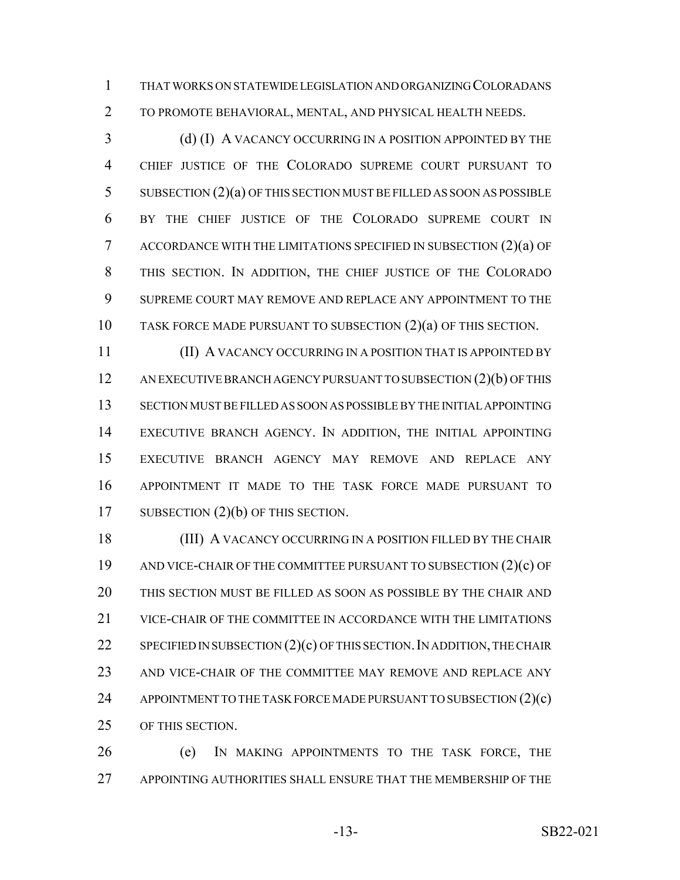THAT WORKS ON STATEWIDE LEGISLATION AND ORGANIZING COLORADANS TO PROMOTE BEHAVIORAL, MENTAL, AND PHYSICAL HEALTH NEEDS.

(d) (I) A VACANCY OCCURRING IN A POSITION APPOINTED BY THE CHIEF JUSTICE OF THE COLORADO SUPREME COURT PURSUANT TO SUBSECTION (2)(a) OF THIS SECTION MUST BE FILLED AS SOON AS POSSIBLE BY THE CHIEF JUSTICE OF THE COLORADO SUPREME COURT IN ACCORDANCE WITH THE LIMITATIONS SPECIFIED IN SUBSECTION (2)(a) OF THIS SECTION. IN ADDITION, THE CHIEF JUSTICE OF THE COLORADO SUPREME COURT MAY REMOVE AND REPLACE ANY APPOINTMENT TO THE TASK FORCE MADE PURSUANT TO SUBSECTION (2)(a) OF THIS SECTION.

(II) A VACANCY OCCURRING IN A POSITION THAT IS APPOINTED BY AN EXECUTIVE BRANCH AGENCY PURSUANT TO SUBSECTION (2)(b) OF THIS SECTION MUST BE FILLED AS SOON AS POSSIBLE BY THE INITIAL APPOINTING EXECUTIVE BRANCH AGENCY. IN ADDITION, THE INITIAL APPOINTING EXECUTIVE BRANCH AGENCY MAY REMOVE AND REPLACE ANY APPOINTMENT IT MADE TO THE TASK FORCE MADE PURSUANT TO SUBSECTION (2)(b) OF THIS SECTION.

(III) A VACANCY OCCURRING IN A POSITION FILLED BY THE CHAIR AND VICE-CHAIR OF THE COMMITTEE PURSUANT TO SUBSECTION (2)(c) OF THIS SECTION MUST BE FILLED AS SOON AS POSSIBLE BY THE CHAIR AND VICE-CHAIR OF THE COMMITTEE IN ACCORDANCE WITH THE LIMITATIONS SPECIFIED IN SUBSECTION (2)(c) OF THIS SECTION. IN ADDITION, THE CHAIR AND VICE-CHAIR OF THE COMMITTEE MAY REMOVE AND REPLACE ANY APPOINTMENT TO THE TASK FORCE MADE PURSUANT TO SUBSECTION (2)(c) OF THIS SECTION.

(e) IN MAKING APPOINTMENTS TO THE TASK FORCE, THE APPOINTING AUTHORITIES SHALL ENSURE THAT THE MEMBERSHIP OF THE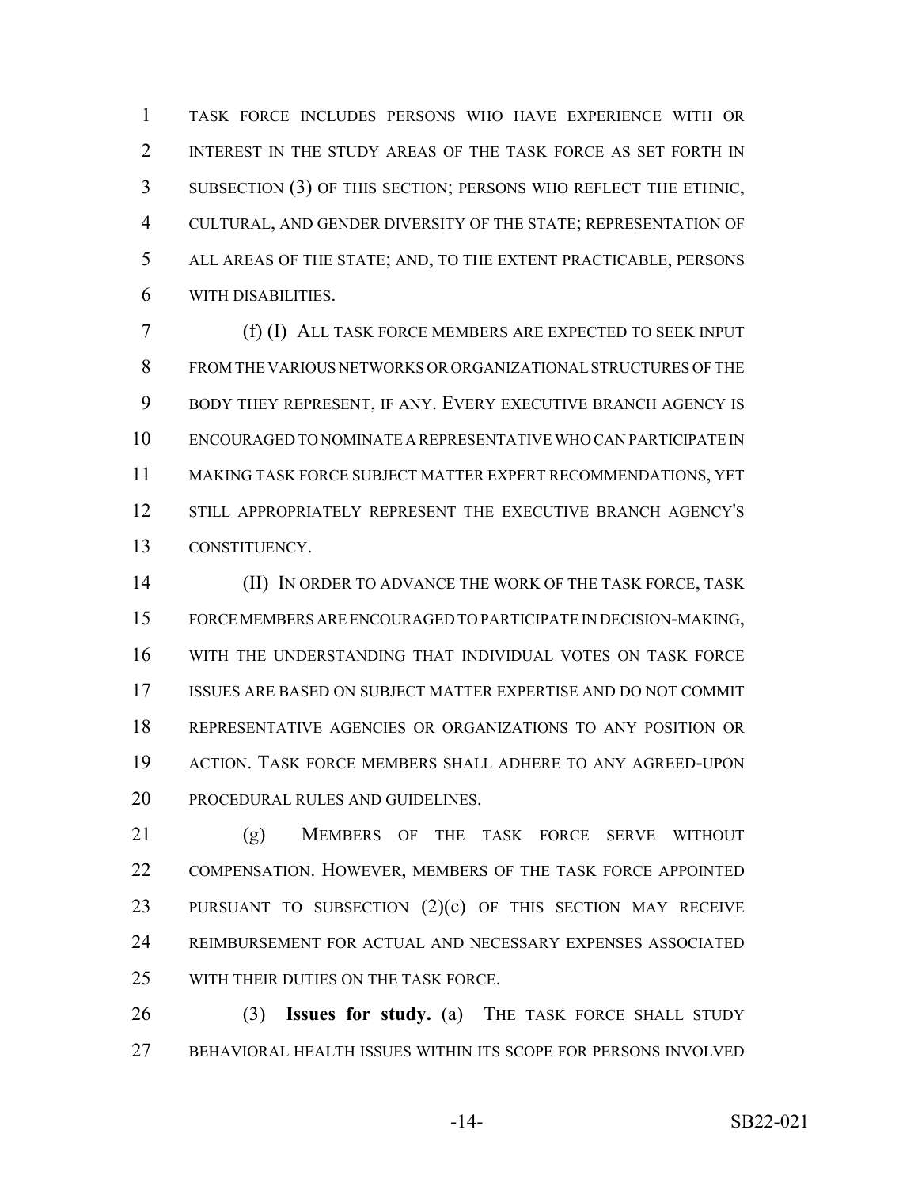TASK FORCE INCLUDES PERSONS WHO HAVE EXPERIENCE WITH OR INTEREST IN THE STUDY AREAS OF THE TASK FORCE AS SET FORTH IN SUBSECTION (3) OF THIS SECTION; PERSONS WHO REFLECT THE ETHNIC, CULTURAL, AND GENDER DIVERSITY OF THE STATE; REPRESENTATION OF ALL AREAS OF THE STATE; AND, TO THE EXTENT PRACTICABLE, PERSONS WITH DISABILITIES.

(f) (I) ALL TASK FORCE MEMBERS ARE EXPECTED TO SEEK INPUT FROM THE VARIOUS NETWORKS OR ORGANIZATIONAL STRUCTURES OF THE BODY THEY REPRESENT, IF ANY. EVERY EXECUTIVE BRANCH AGENCY IS ENCOURAGED TO NOMINATE A REPRESENTATIVE WHO CAN PARTICIPATE IN MAKING TASK FORCE SUBJECT MATTER EXPERT RECOMMENDATIONS, YET STILL APPROPRIATELY REPRESENT THE EXECUTIVE BRANCH AGENCY'S CONSTITUENCY.

(II) IN ORDER TO ADVANCE THE WORK OF THE TASK FORCE, TASK FORCE MEMBERS ARE ENCOURAGED TO PARTICIPATE IN DECISION-MAKING, WITH THE UNDERSTANDING THAT INDIVIDUAL VOTES ON TASK FORCE ISSUES ARE BASED ON SUBJECT MATTER EXPERTISE AND DO NOT COMMIT REPRESENTATIVE AGENCIES OR ORGANIZATIONS TO ANY POSITION OR ACTION. TASK FORCE MEMBERS SHALL ADHERE TO ANY AGREED-UPON PROCEDURAL RULES AND GUIDELINES.

(g) MEMBERS OF THE TASK FORCE SERVE WITHOUT COMPENSATION. HOWEVER, MEMBERS OF THE TASK FORCE APPOINTED PURSUANT TO SUBSECTION (2)(c) OF THIS SECTION MAY RECEIVE REIMBURSEMENT FOR ACTUAL AND NECESSARY EXPENSES ASSOCIATED WITH THEIR DUTIES ON THE TASK FORCE.

(3) **Issues for study.** (a) THE TASK FORCE SHALL STUDY BEHAVIORAL HEALTH ISSUES WITHIN ITS SCOPE FOR PERSONS INVOLVED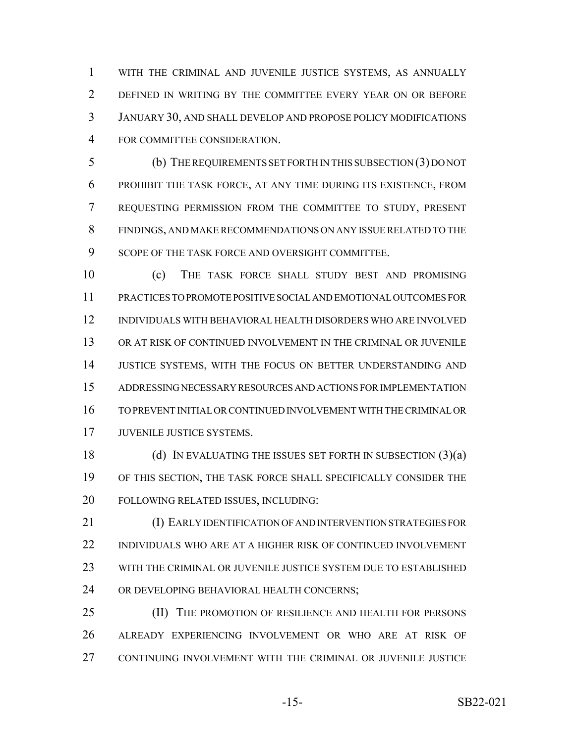WITH THE CRIMINAL AND JUVENILE JUSTICE SYSTEMS, AS ANNUALLY DEFINED IN WRITING BY THE COMMITTEE EVERY YEAR ON OR BEFORE JANUARY 30, AND SHALL DEVELOP AND PROPOSE POLICY MODIFICATIONS FOR COMMITTEE CONSIDERATION.

(b) THE REQUIREMENTS SET FORTH IN THIS SUBSECTION (3) DO NOT PROHIBIT THE TASK FORCE, AT ANY TIME DURING ITS EXISTENCE, FROM REQUESTING PERMISSION FROM THE COMMITTEE TO STUDY, PRESENT FINDINGS, AND MAKE RECOMMENDATIONS ON ANY ISSUE RELATED TO THE SCOPE OF THE TASK FORCE AND OVERSIGHT COMMITTEE.

(c) THE TASK FORCE SHALL STUDY BEST AND PROMISING PRACTICES TO PROMOTE POSITIVE SOCIAL AND EMOTIONAL OUTCOMES FOR INDIVIDUALS WITH BEHAVIORAL HEALTH DISORDERS WHO ARE INVOLVED OR AT RISK OF CONTINUED INVOLVEMENT IN THE CRIMINAL OR JUVENILE JUSTICE SYSTEMS, WITH THE FOCUS ON BETTER UNDERSTANDING AND ADDRESSING NECESSARY RESOURCES AND ACTIONS FOR IMPLEMENTATION TO PREVENT INITIAL OR CONTINUED INVOLVEMENT WITH THE CRIMINAL OR JUVENILE JUSTICE SYSTEMS.

(d) IN EVALUATING THE ISSUES SET FORTH IN SUBSECTION (3)(a) OF THIS SECTION, THE TASK FORCE SHALL SPECIFICALLY CONSIDER THE FOLLOWING RELATED ISSUES, INCLUDING:

(I) EARLY IDENTIFICATION OF AND INTERVENTION STRATEGIES FOR INDIVIDUALS WHO ARE AT A HIGHER RISK OF CONTINUED INVOLVEMENT WITH THE CRIMINAL OR JUVENILE JUSTICE SYSTEM DUE TO ESTABLISHED OR DEVELOPING BEHAVIORAL HEALTH CONCERNS;

(II) THE PROMOTION OF RESILIENCE AND HEALTH FOR PERSONS ALREADY EXPERIENCING INVOLVEMENT OR WHO ARE AT RISK OF CONTINUING INVOLVEMENT WITH THE CRIMINAL OR JUVENILE JUSTICE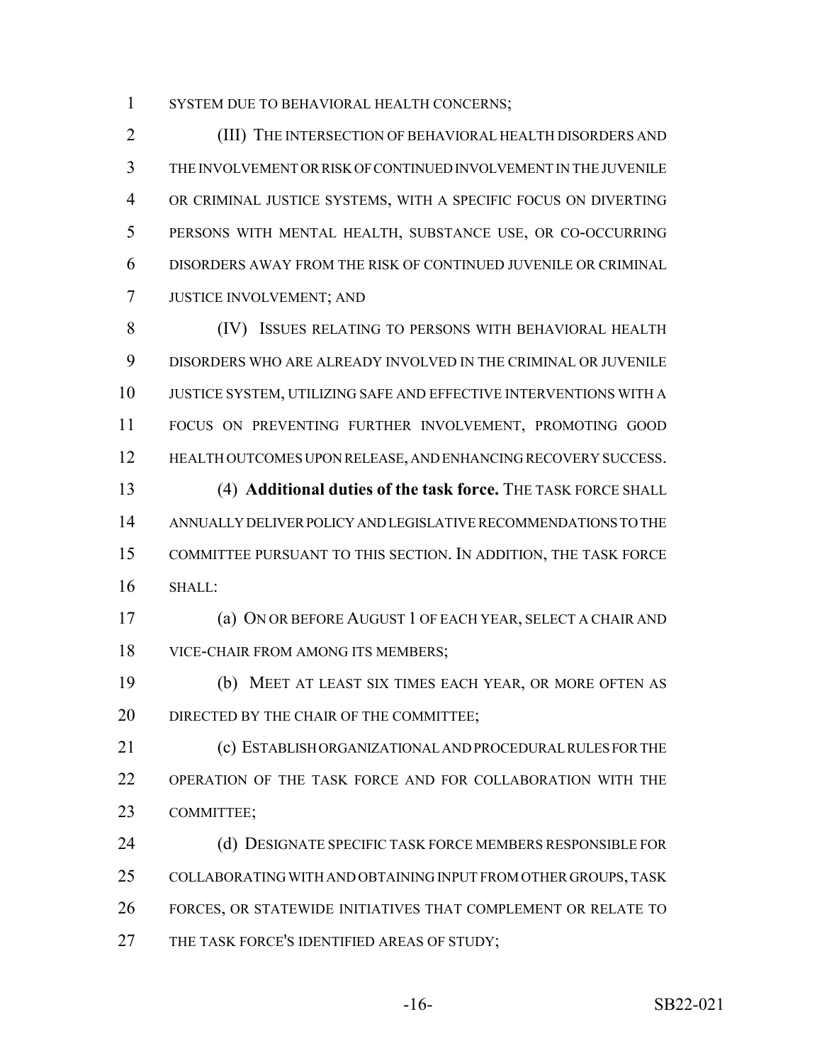SYSTEM DUE TO BEHAVIORAL HEALTH CONCERNS;

(III) THE INTERSECTION OF BEHAVIORAL HEALTH DISORDERS AND THE INVOLVEMENT OR RISK OF CONTINUED INVOLVEMENT IN THE JUVENILE OR CRIMINAL JUSTICE SYSTEMS, WITH A SPECIFIC FOCUS ON DIVERTING PERSONS WITH MENTAL HEALTH, SUBSTANCE USE, OR CO-OCCURRING DISORDERS AWAY FROM THE RISK OF CONTINUED JUVENILE OR CRIMINAL JUSTICE INVOLVEMENT; AND

(IV) ISSUES RELATING TO PERSONS WITH BEHAVIORAL HEALTH DISORDERS WHO ARE ALREADY INVOLVED IN THE CRIMINAL OR JUVENILE JUSTICE SYSTEM, UTILIZING SAFE AND EFFECTIVE INTERVENTIONS WITH A FOCUS ON PREVENTING FURTHER INVOLVEMENT, PROMOTING GOOD HEALTH OUTCOMES UPON RELEASE, AND ENHANCING RECOVERY SUCCESS.

(4) **Additional duties of the task force.** THE TASK FORCE SHALL ANNUALLY DELIVER POLICY AND LEGISLATIVE RECOMMENDATIONS TO THE COMMITTEE PURSUANT TO THIS SECTION. IN ADDITION, THE TASK FORCE SHALL:

(a) ON OR BEFORE AUGUST 1 OF EACH YEAR, SELECT A CHAIR AND VICE-CHAIR FROM AMONG ITS MEMBERS;

(b) MEET AT LEAST SIX TIMES EACH YEAR, OR MORE OFTEN AS DIRECTED BY THE CHAIR OF THE COMMITTEE;

(c) ESTABLISH ORGANIZATIONAL AND PROCEDURAL RULES FOR THE OPERATION OF THE TASK FORCE AND FOR COLLABORATION WITH THE COMMITTEE;

(d) DESIGNATE SPECIFIC TASK FORCE MEMBERS RESPONSIBLE FOR COLLABORATING WITH AND OBTAINING INPUT FROM OTHER GROUPS, TASK FORCES, OR STATEWIDE INITIATIVES THAT COMPLEMENT OR RELATE TO THE TASK FORCE'S IDENTIFIED AREAS OF STUDY;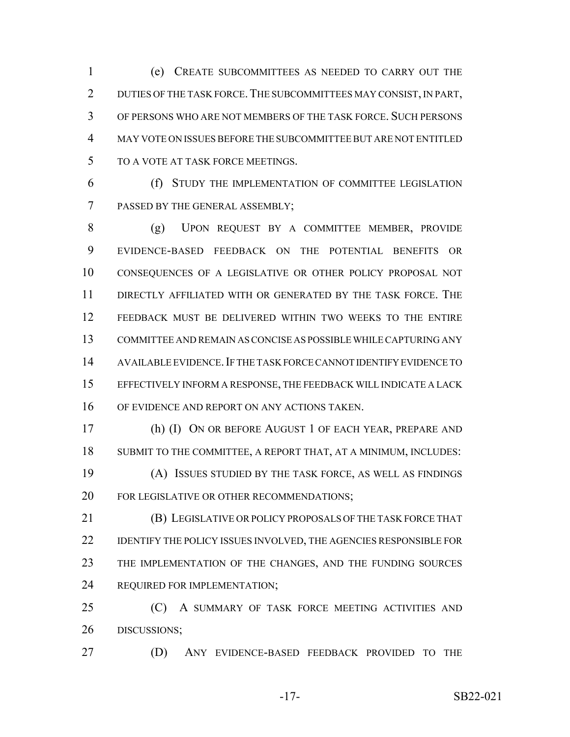(e) CREATE SUBCOMMITTEES AS NEEDED TO CARRY OUT THE DUTIES OF THE TASK FORCE. THE SUBCOMMITTEES MAY CONSIST, IN PART, OF PERSONS WHO ARE NOT MEMBERS OF THE TASK FORCE. SUCH PERSONS MAY VOTE ON ISSUES BEFORE THE SUBCOMMITTEE BUT ARE NOT ENTITLED TO A VOTE AT TASK FORCE MEETINGS.

(f) STUDY THE IMPLEMENTATION OF COMMITTEE LEGISLATION PASSED BY THE GENERAL ASSEMBLY;

(g) UPON REQUEST BY A COMMITTEE MEMBER, PROVIDE EVIDENCE-BASED FEEDBACK ON THE POTENTIAL BENEFITS OR CONSEQUENCES OF A LEGISLATIVE OR OTHER POLICY PROPOSAL NOT DIRECTLY AFFILIATED WITH OR GENERATED BY THE TASK FORCE. THE FEEDBACK MUST BE DELIVERED WITHIN TWO WEEKS TO THE ENTIRE COMMITTEE AND REMAIN AS CONCISE AS POSSIBLE WHILE CAPTURING ANY AVAILABLE EVIDENCE. IF THE TASK FORCE CANNOT IDENTIFY EVIDENCE TO EFFECTIVELY INFORM A RESPONSE, THE FEEDBACK WILL INDICATE A LACK OF EVIDENCE AND REPORT ON ANY ACTIONS TAKEN.

(h) (I) ON OR BEFORE AUGUST 1 OF EACH YEAR, PREPARE AND SUBMIT TO THE COMMITTEE, A REPORT THAT, AT A MINIMUM, INCLUDES:

(A) ISSUES STUDIED BY THE TASK FORCE, AS WELL AS FINDINGS FOR LEGISLATIVE OR OTHER RECOMMENDATIONS;

(B) LEGISLATIVE OR POLICY PROPOSALS OF THE TASK FORCE THAT IDENTIFY THE POLICY ISSUES INVOLVED, THE AGENCIES RESPONSIBLE FOR THE IMPLEMENTATION OF THE CHANGES, AND THE FUNDING SOURCES REQUIRED FOR IMPLEMENTATION;

(C) A SUMMARY OF TASK FORCE MEETING ACTIVITIES AND DISCUSSIONS;

(D) ANY EVIDENCE-BASED FEEDBACK PROVIDED TO THE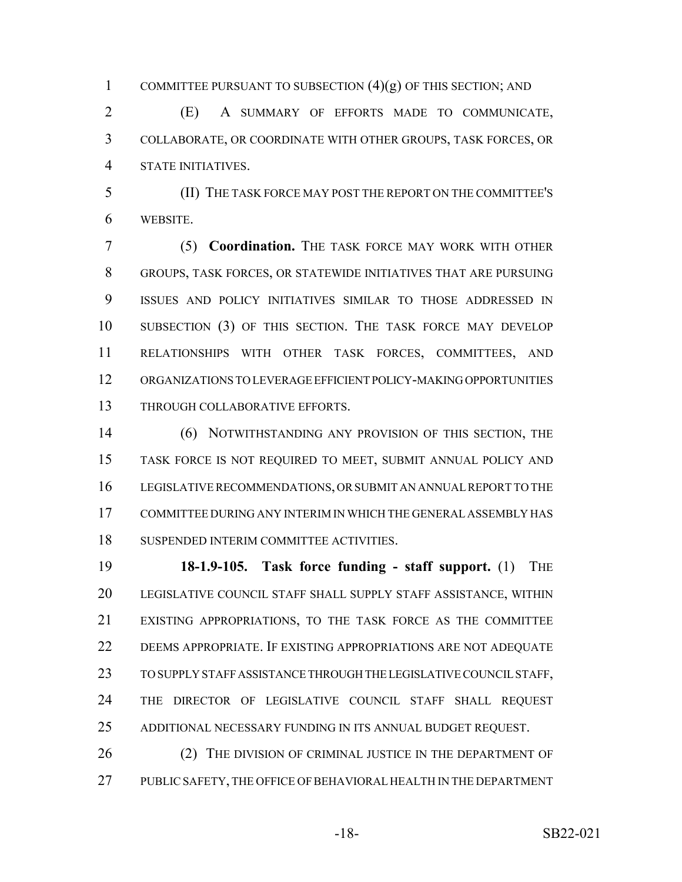COMMITTEE PURSUANT TO SUBSECTION (4)(g) OF THIS SECTION; AND

(E) A SUMMARY OF EFFORTS MADE TO COMMUNICATE, COLLABORATE, OR COORDINATE WITH OTHER GROUPS, TASK FORCES, OR STATE INITIATIVES.

(II) THE TASK FORCE MAY POST THE REPORT ON THE COMMITTEE'S WEBSITE.

(5) **Coordination.** THE TASK FORCE MAY WORK WITH OTHER GROUPS, TASK FORCES, OR STATEWIDE INITIATIVES THAT ARE PURSUING ISSUES AND POLICY INITIATIVES SIMILAR TO THOSE ADDRESSED IN SUBSECTION (3) OF THIS SECTION. THE TASK FORCE MAY DEVELOP RELATIONSHIPS WITH OTHER TASK FORCES, COMMITTEES, AND ORGANIZATIONS TO LEVERAGE EFFICIENT POLICY-MAKING OPPORTUNITIES THROUGH COLLABORATIVE EFFORTS.

(6) NOTWITHSTANDING ANY PROVISION OF THIS SECTION, THE TASK FORCE IS NOT REQUIRED TO MEET, SUBMIT ANNUAL POLICY AND LEGISLATIVE RECOMMENDATIONS, OR SUBMIT AN ANNUAL REPORT TO THE COMMITTEE DURING ANY INTERIM IN WHICH THE GENERAL ASSEMBLY HAS SUSPENDED INTERIM COMMITTEE ACTIVITIES.

**18-1.9-105. Task force funding - staff support.** (1) THE LEGISLATIVE COUNCIL STAFF SHALL SUPPLY STAFF ASSISTANCE, WITHIN EXISTING APPROPRIATIONS, TO THE TASK FORCE AS THE COMMITTEE DEEMS APPROPRIATE. IF EXISTING APPROPRIATIONS ARE NOT ADEQUATE TO SUPPLY STAFF ASSISTANCE THROUGH THE LEGISLATIVE COUNCIL STAFF, THE DIRECTOR OF LEGISLATIVE COUNCIL STAFF SHALL REQUEST ADDITIONAL NECESSARY FUNDING IN ITS ANNUAL BUDGET REQUEST.

(2) THE DIVISION OF CRIMINAL JUSTICE IN THE DEPARTMENT OF PUBLIC SAFETY, THE OFFICE OF BEHAVIORAL HEALTH IN THE DEPARTMENT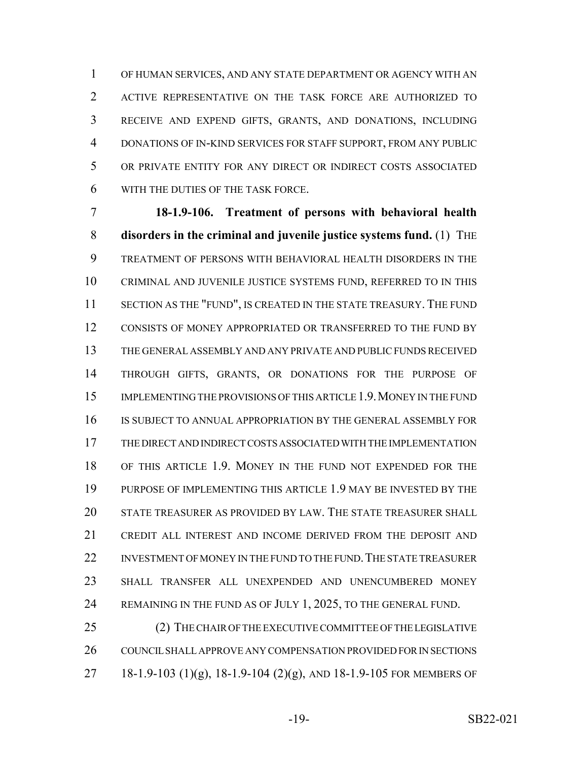OF HUMAN SERVICES, AND ANY STATE DEPARTMENT OR AGENCY WITH AN ACTIVE REPRESENTATIVE ON THE TASK FORCE ARE AUTHORIZED TO RECEIVE AND EXPEND GIFTS, GRANTS, AND DONATIONS, INCLUDING DONATIONS OF IN-KIND SERVICES FOR STAFF SUPPORT, FROM ANY PUBLIC OR PRIVATE ENTITY FOR ANY DIRECT OR INDIRECT COSTS ASSOCIATED WITH THE DUTIES OF THE TASK FORCE.

**18-1.9-106. Treatment of persons with behavioral health disorders in the criminal and juvenile justice systems fund.** (1) THE TREATMENT OF PERSONS WITH BEHAVIORAL HEALTH DISORDERS IN THE CRIMINAL AND JUVENILE JUSTICE SYSTEMS FUND, REFERRED TO IN THIS SECTION AS THE "FUND", IS CREATED IN THE STATE TREASURY. THE FUND CONSISTS OF MONEY APPROPRIATED OR TRANSFERRED TO THE FUND BY THE GENERAL ASSEMBLY AND ANY PRIVATE AND PUBLIC FUNDS RECEIVED THROUGH GIFTS, GRANTS, OR DONATIONS FOR THE PURPOSE OF IMPLEMENTING THE PROVISIONS OF THIS ARTICLE 1.9. MONEY IN THE FUND IS SUBJECT TO ANNUAL APPROPRIATION BY THE GENERAL ASSEMBLY FOR THE DIRECT AND INDIRECT COSTS ASSOCIATED WITH THE IMPLEMENTATION OF THIS ARTICLE 1.9. MONEY IN THE FUND NOT EXPENDED FOR THE PURPOSE OF IMPLEMENTING THIS ARTICLE 1.9 MAY BE INVESTED BY THE STATE TREASURER AS PROVIDED BY LAW. THE STATE TREASURER SHALL CREDIT ALL INTEREST AND INCOME DERIVED FROM THE DEPOSIT AND INVESTMENT OF MONEY IN THE FUND TO THE FUND. THE STATE TREASURER SHALL TRANSFER ALL UNEXPENDED AND UNENCUMBERED MONEY REMAINING IN THE FUND AS OF JULY 1, 2025, TO THE GENERAL FUND.

(2) THE CHAIR OF THE EXECUTIVE COMMITTEE OF THE LEGISLATIVE COUNCIL SHALL APPROVE ANY COMPENSATION PROVIDED FOR IN SECTIONS 18-1.9-103 (1)(g), 18-1.9-104 (2)(g), AND 18-1.9-105 FOR MEMBERS OF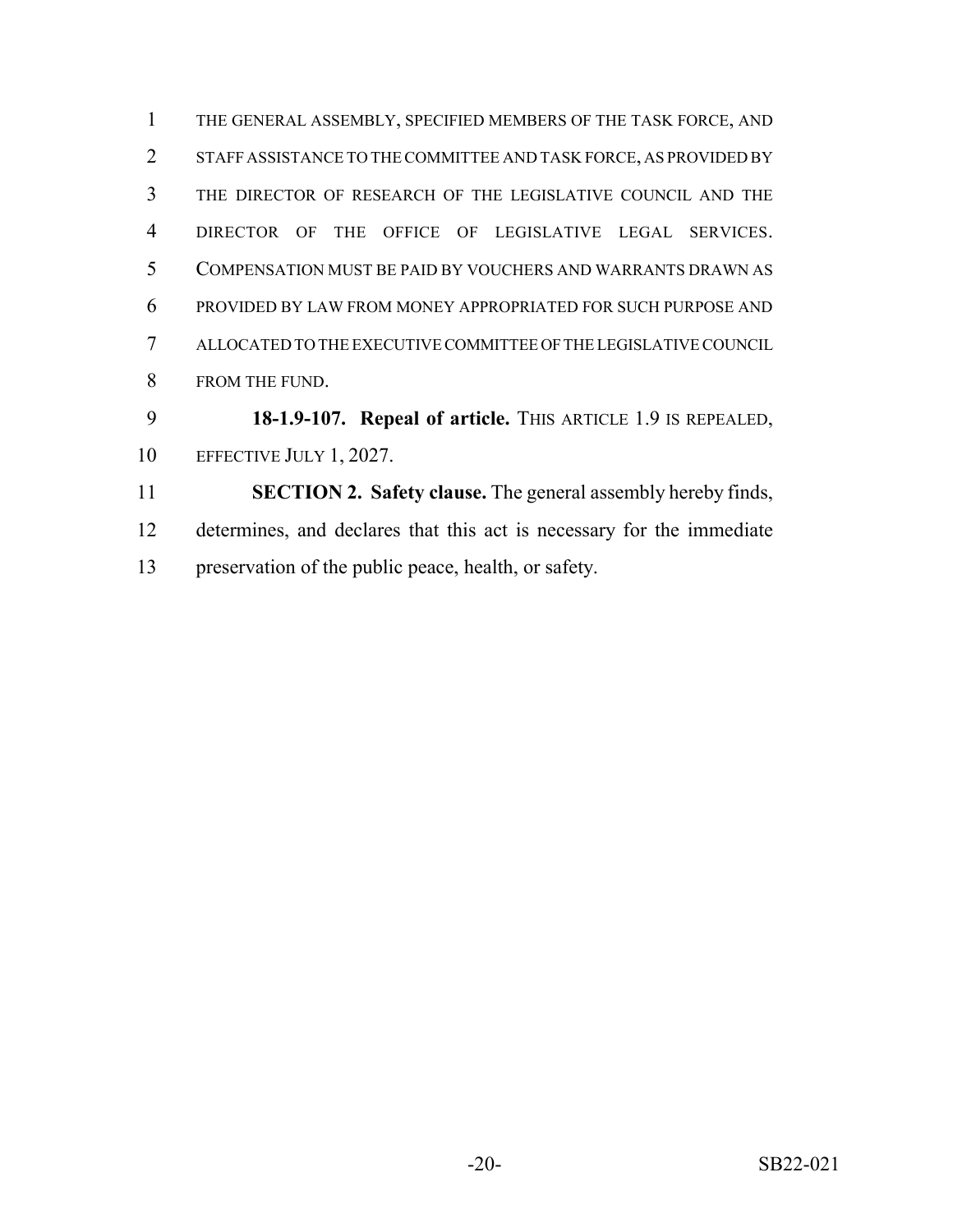THE GENERAL ASSEMBLY, SPECIFIED MEMBERS OF THE TASK FORCE, AND STAFF ASSISTANCE TO THE COMMITTEE AND TASK FORCE, AS PROVIDED BY THE DIRECTOR OF RESEARCH OF THE LEGISLATIVE COUNCIL AND THE DIRECTOR OF THE OFFICE OF LEGISLATIVE LEGAL SERVICES. COMPENSATION MUST BE PAID BY VOUCHERS AND WARRANTS DRAWN AS PROVIDED BY LAW FROM MONEY APPROPRIATED FOR SUCH PURPOSE AND ALLOCATED TO THE EXECUTIVE COMMITTEE OF THE LEGISLATIVE COUNCIL FROM THE FUND.

**18-1.9-107. Repeal of article.** THIS ARTICLE 1.9 IS REPEALED, EFFECTIVE JULY 1, 2027.

**SECTION 2. Safety clause.** The general assembly hereby finds, determines, and declares that this act is necessary for the immediate preservation of the public peace, health, or safety.